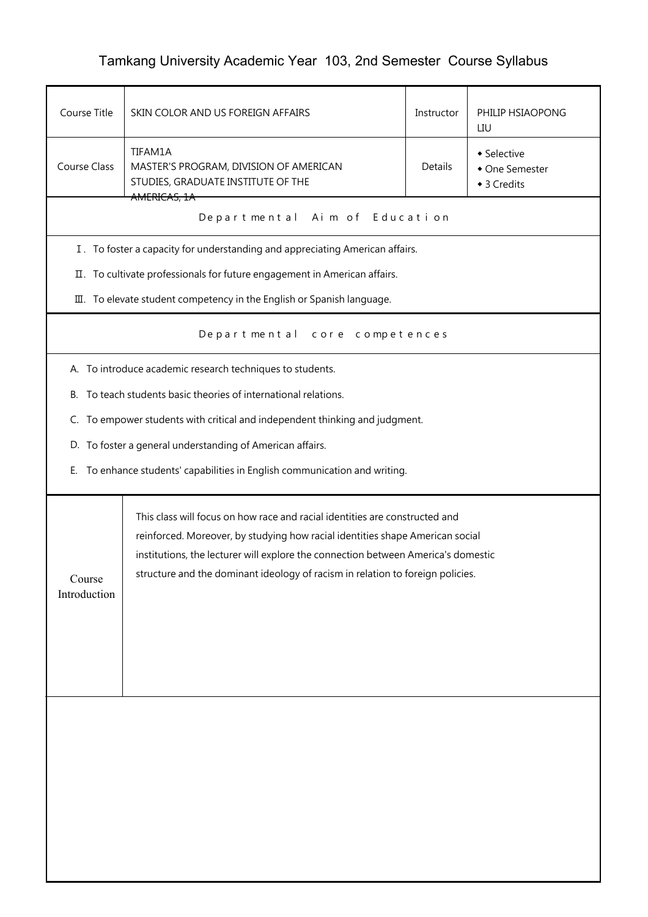# Tamkang University Academic Year 103, 2nd Semester Course Syllabus

| Course Title | SKIN COLOR AND US FOREIGN AFFAIRS | Instructor | PHILIP HSIAOPONG LIU |
|---|---|---|---|
| Course Class | TIFAM1A MASTER'S PROGRAM, DIVISION OF AMERICAN STUDIES, GRADUATE INSTITUTE OF THE AMERICAS, 1A | Details | ◆ Selective ◆ One Semester ◆ 3 Credits |

## Departmental Aim of Education

Ⅰ. To foster a capacity for understanding and appreciating American affairs.

Ⅱ. To cultivate professionals for future engagement in American affairs.

Ⅲ. To elevate student competency in the English or Spanish language.

## Departmental core competences

A. To introduce academic research techniques to students.

B. To teach students basic theories of international relations.

C. To empower students with critical and independent thinking and judgment.

D. To foster a general understanding of American affairs.

E. To enhance students' capabilities in English communication and writing.

## Course Introduction

This class will focus on how race and racial identities are constructed and reinforced. Moreover, by studying how racial identities shape American social institutions, the lecturer will explore the connection between America's domestic structure and the dominant ideology of racism in relation to foreign policies.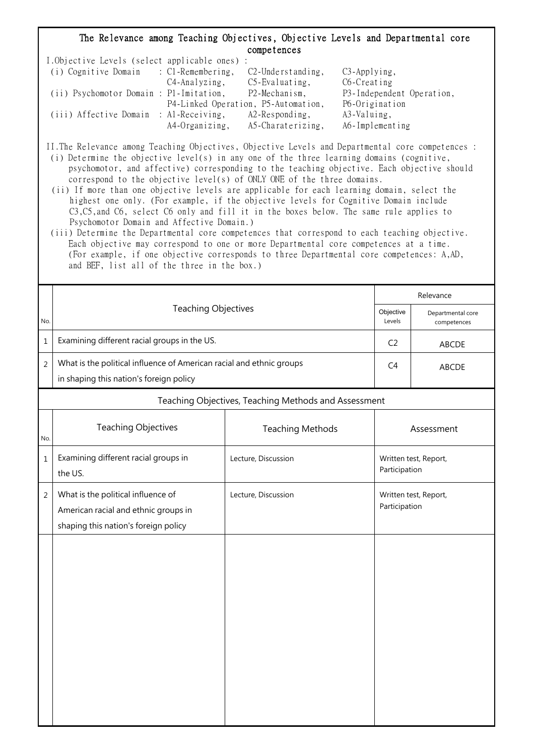## The Relevance among Teaching Objectives, Objective Levels and Departmental core competences

I.Objective Levels (select applicable ones) :

(i) Cognitive Domain : C1-Remembering, C2-Understanding, C3-Applying, C4-Analyzing, C5-Evaluating, C6-Creating

(ii) Psychomotor Domain : P1-Imitation, P2-Mechanism, P3-Independent Operation, P4-Linked Operation, P5-Automation, P6-Origination

(iii) Affective Domain : A1-Receiving, A2-Responding, A3-Valuing, A4-Organizing, A5-Charaterizing, A6-Implementing

II.The Relevance among Teaching Objectives, Objective Levels and Departmental core competences :

(i) Determine the objective level(s) in any one of the three learning domains (cognitive, psychomotor, and affective) corresponding to the teaching objective. Each objective should correspond to the objective level(s) of ONLY ONE of the three domains.

(ii) If more than one objective levels are applicable for each learning domain, select the highest one only. (For example, if the objective levels for Cognitive Domain include C3,C5,and C6, select C6 only and fill it in the boxes below. The same rule applies to Psychomotor Domain and Affective Domain.)

(iii) Determine the Departmental core competences that correspond to each teaching objective. Each objective may correspond to one or more Departmental core competences at a time. (For example, if one objective corresponds to three Departmental core competences: A,AD, and BEF, list all of the three in the box.)

| No. | Teaching Objectives | Relevance | |
|---|---|---|---|
| | | Objective Levels | Departmental core competences |
| 1 | Examining different racial groups in the US. | C2 | ABCDE |
| 2 | What is the political influence of American racial and ethnic groups in shaping this nation's foreign policy | C4 | ABCDE |

### Teaching Objectives, Teaching Methods and Assessment

| No. | Teaching Objectives | Teaching Methods | Assessment |
|---|---|---|---|
| 1 | Examining different racial groups in the US. | Lecture, Discussion | Written test, Report, Participation |
| 2 | What is the political influence of American racial and ethnic groups in shaping this nation's foreign policy | Lecture, Discussion | Written test, Report, Participation |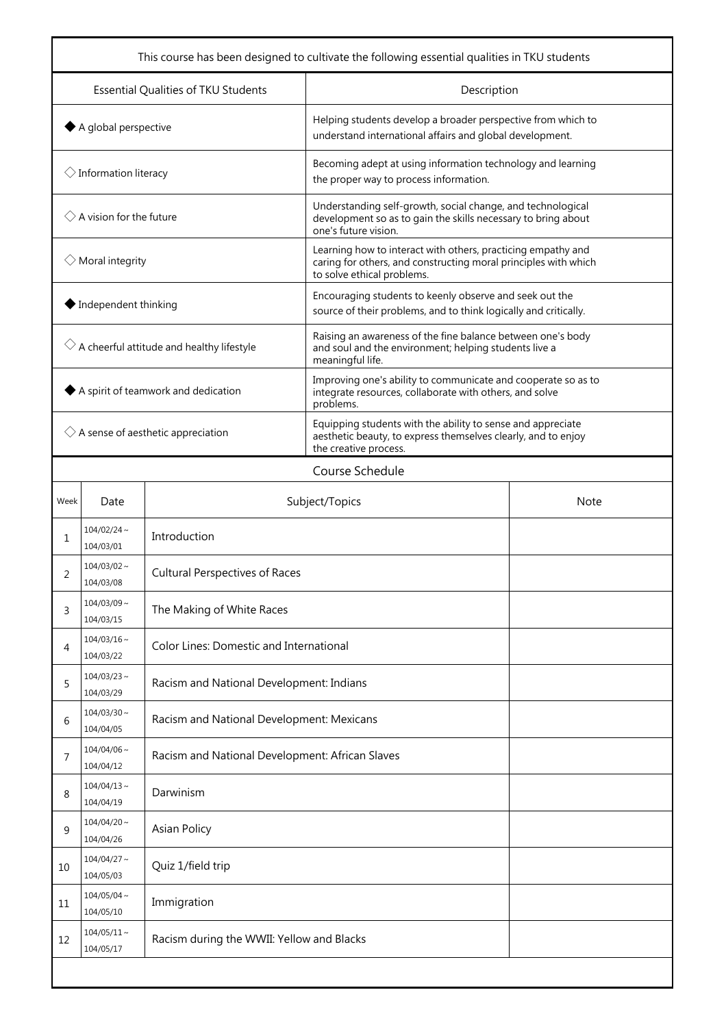| This course has been designed to cultivate the following essential qualities in TKU students | |
|---|---|
| **Essential Qualities of TKU Students** | **Description** |
| ◆ A global perspective | Helping students develop a broader perspective from which to understand international affairs and global development. |
| ◇ Information literacy | Becoming adept at using information technology and learning the proper way to process information. |
| ◇ A vision for the future | Understanding self-growth, social change, and technological development so as to gain the skills necessary to bring about one's future vision. |
| ◇ Moral integrity | Learning how to interact with others, practicing empathy and caring for others, and constructing moral principles with which to solve ethical problems. |
| ◆ Independent thinking | Encouraging students to keenly observe and seek out the source of their problems, and to think logically and critically. |
| ◇ A cheerful attitude and healthy lifestyle | Raising an awareness of the fine balance between one's body and soul and the environment; helping students live a meaningful life. |
| ◆ A spirit of teamwork and dedication | Improving one's ability to communicate and cooperate so as to integrate resources, collaborate with others, and solve problems. |
| ◇ A sense of aesthetic appreciation | Equipping students with the ability to sense and appreciate aesthetic beauty, to express themselves clearly, and to enjoy the creative process. |

## Course Schedule

| Week | Date | Subject/Topics | Note |
|---|---|---|---|
| 1 | 104/02/24～104/03/01 | Introduction | |
| 2 | 104/03/02～104/03/08 | Cultural Perspectives of Races | |
| 3 | 104/03/09～104/03/15 | The Making of White Races | |
| 4 | 104/03/16～104/03/22 | Color Lines: Domestic and International | |
| 5 | 104/03/23～104/03/29 | Racism and National Development: Indians | |
| 6 | 104/03/30～104/04/05 | Racism and National Development: Mexicans | |
| 7 | 104/04/06～104/04/12 | Racism and National Development: African Slaves | |
| 8 | 104/04/13～104/04/19 | Darwinism | |
| 9 | 104/04/20～104/04/26 | Asian Policy | |
| 10 | 104/04/27～104/05/03 | Quiz 1/field trip | |
| 11 | 104/05/04～104/05/10 | Immigration | |
| 12 | 104/05/11～104/05/17 | Racism during the WWII: Yellow and Blacks | |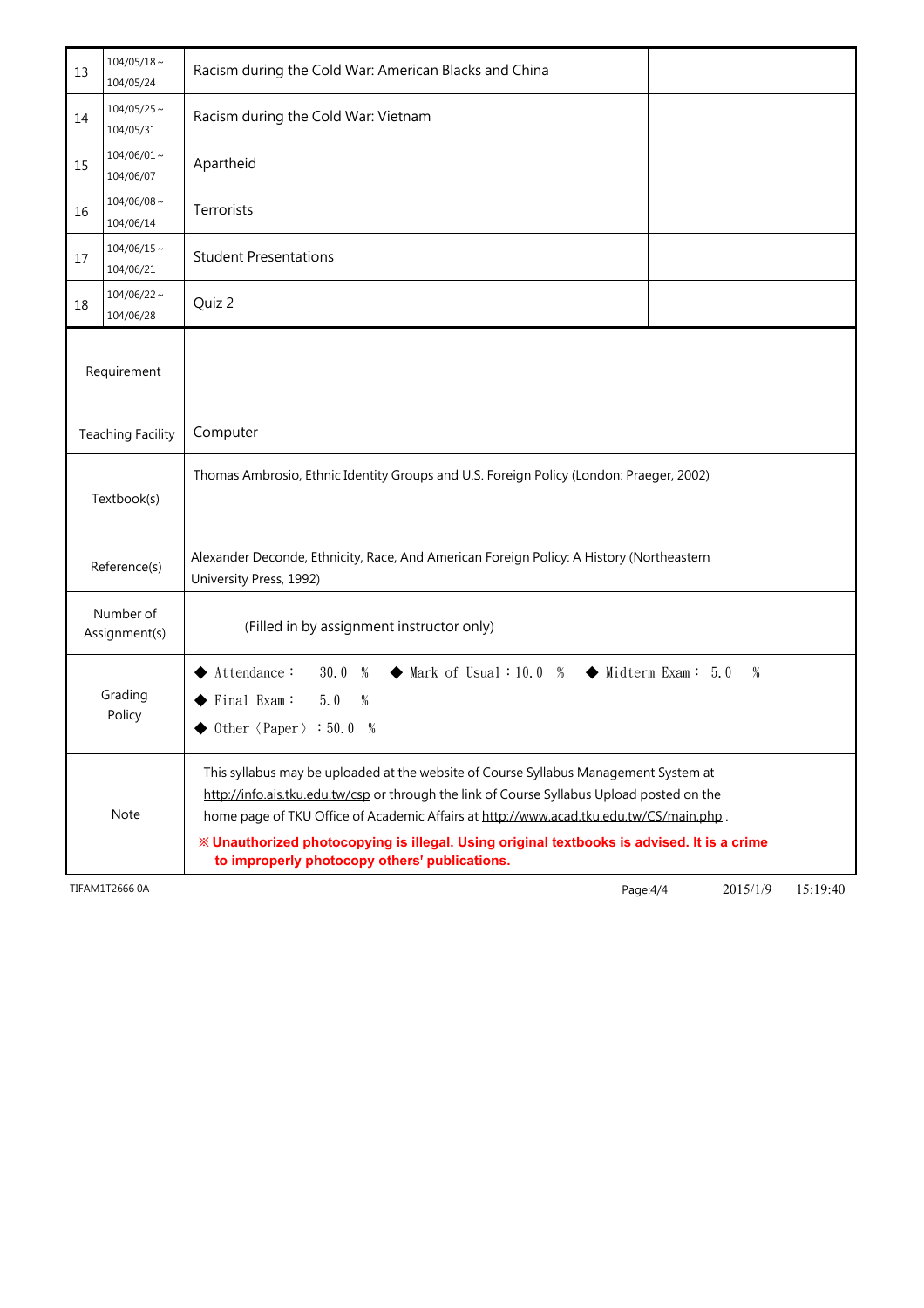| | | | |
|---|---|---|---|
| 13 | 104/05/18～104/05/24 | Racism during the Cold War: American Blacks and China | |
| 14 | 104/05/25～104/05/31 | Racism during the Cold War: Vietnam | |
| 15 | 104/06/01～104/06/07 | Apartheid | |
| 16 | 104/06/08～104/06/14 | Terrorists | |
| 17 | 104/06/15～104/06/21 | Student Presentations | |
| 18 | 104/06/22～104/06/28 | Quiz 2 | |

| | |
|---|---|
| Requirement | |
| Teaching Facility | Computer |
| Textbook(s) | Thomas Ambrosio, Ethnic Identity Groups and U.S. Foreign Policy (London: Praeger, 2002) |
| Reference(s) | Alexander Deconde, Ethnicity, Race, And American Foreign Policy: A History (Northeastern University Press, 1992) |
| Number of Assignment(s) | (Filled in by assignment instructor only) |
| Grading Policy | ◆ Attendance： 30.0 ％ ◆ Mark of Usual：10.0 ％ ◆ Midterm Exam： 5.0 ％<br>◆ Final Exam： 5.0 ％<br>◆ Other〈Paper〉：50.0 ％ |
| Note | This syllabus may be uploaded at the website of Course Syllabus Management System at http://info.ais.tku.edu.tw/csp or through the link of Course Syllabus Upload posted on the home page of TKU Office of Academic Affairs at http://www.acad.tku.edu.tw/CS/main.php .<br>**※Unauthorized photocopying is illegal. Using original textbooks is advised. It is a crime to improperly photocopy others' publications.** |

TIFAM1T2666 0A

2015/1/9 15:19:40